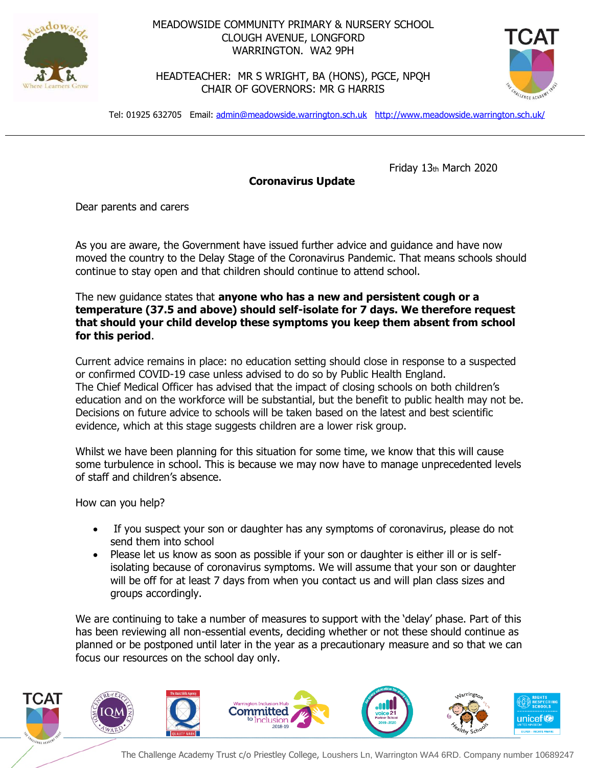MEADOWSIDE COMMUNITY PRIMARY & NURSERY SCHOOL
CLOUGH AVENUE, LONGFORD
WARRINGTON. WA2 9PH

HEADTEACHER: MR S WRIGHT, BA (HONS), PGCE, NPQH
CHAIR OF GOVERNORS: MR G HARRIS

Tel: 01925 632705 Email: admin@meadowside.warrington.sch.uk http://www.meadowside.warrington.sch.uk/

---

Friday 13th March 2020

**Coronavirus Update**

Dear parents and carers

As you are aware, the Government have issued further advice and guidance and have now moved the country to the Delay Stage of the Coronavirus Pandemic. That means schools should continue to stay open and that children should continue to attend school.

The new guidance states that **anyone who has a new and persistent cough or a temperature (37.5 and above) should self-isolate for 7 days. We therefore request that should your child develop these symptoms you keep them absent from school for this period**.

Current advice remains in place: no education setting should close in response to a suspected or confirmed COVID-19 case unless advised to do so by Public Health England.
The Chief Medical Officer has advised that the impact of closing schools on both children's education and on the workforce will be substantial, but the benefit to public health may not be. Decisions on future advice to schools will be taken based on the latest and best scientific evidence, which at this stage suggests children are a lower risk group.

Whilst we have been planning for this situation for some time, we know that this will cause some turbulence in school. This is because we may now have to manage unprecedented levels of staff and children's absence.

How can you help?

- If you suspect your son or daughter has any symptoms of coronavirus, please do not send them into school
- Please let us know as soon as possible if your son or daughter is either ill or is self-isolating because of coronavirus symptoms. We will assume that your son or daughter will be off for at least 7 days from when you contact us and will plan class sizes and groups accordingly.

We are continuing to take a number of measures to support with the 'delay' phase. Part of this has been reviewing all non-essential events, deciding whether or not these should continue as planned or be postponed until later in the year as a precautionary measure and so that we can focus our resources on the school day only.

The Challenge Academy Trust c/o Priestley College, Loushers Ln, Warrington WA4 6RD. Company number 10689247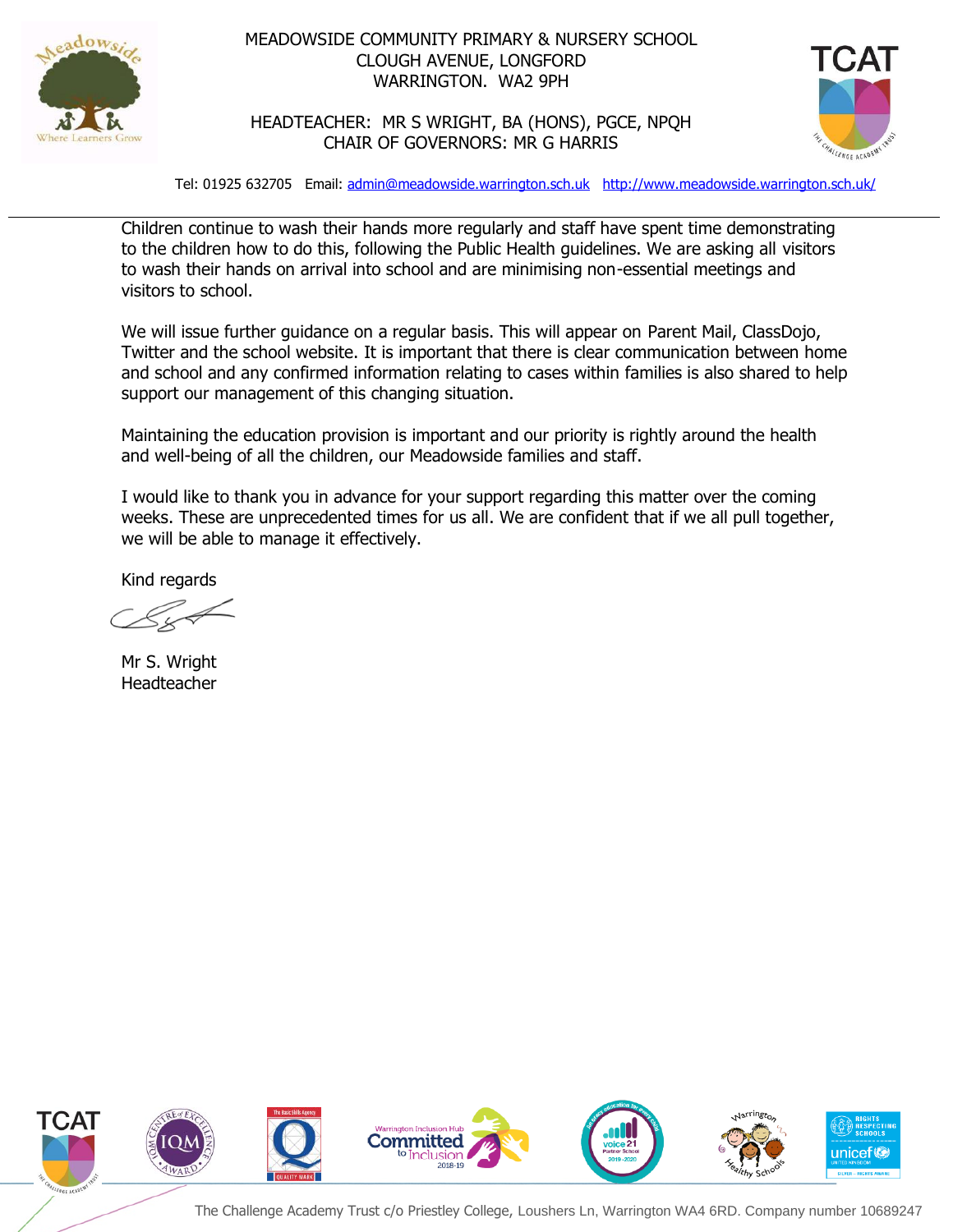Children continue to wash their hands more regularly and staff have spent time demonstrating to the children how to do this, following the Public Health guidelines. We are asking all visitors to wash their hands on arrival into school and are minimising non-essential meetings and visitors to school.

We will issue further guidance on a regular basis. This will appear on Parent Mail, ClassDojo, Twitter and the school website. It is important that there is clear communication between home and school and any confirmed information relating to cases within families is also shared to help support our management of this changing situation.

Maintaining the education provision is important and our priority is rightly around the health and well-being of all the children, our Meadowside families and staff.

I would like to thank you in advance for your support regarding this matter over the coming weeks. These are unprecedented times for us all. We are confident that if we all pull together, we will be able to manage it effectively.

Kind regards

Mr S. Wright
Headteacher